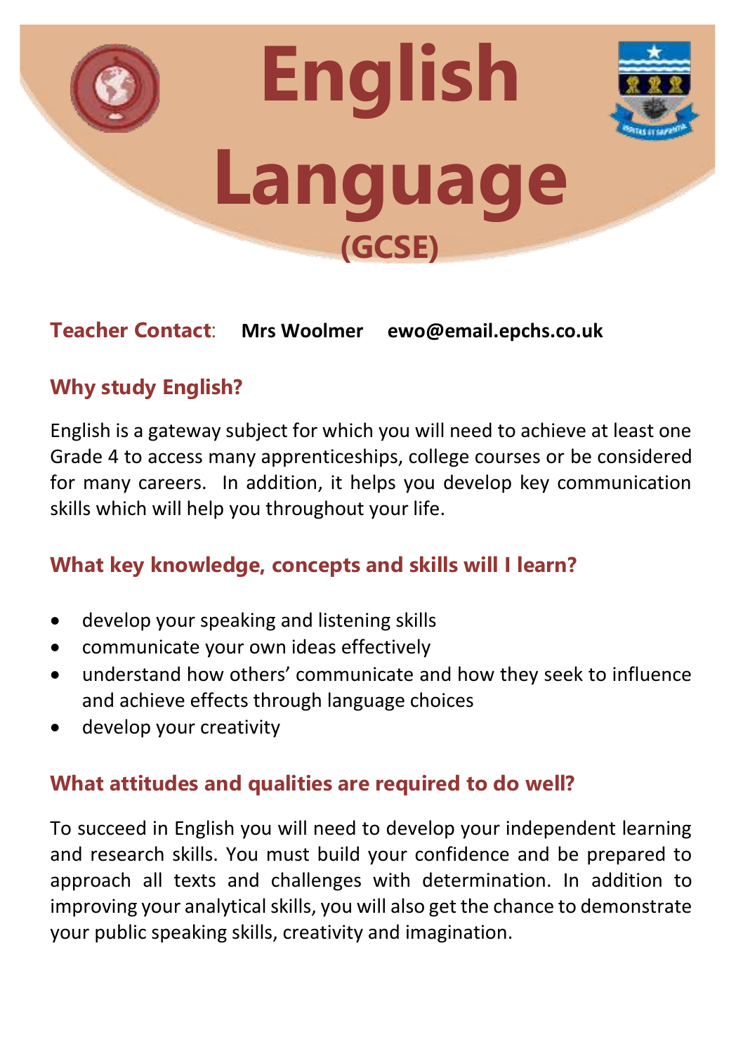# English Language

## (GCSE)

**Teacher Contact**: **Mrs Woolmer** **ewo@email.epchs.co.uk**

## Why study English?

English is a gateway subject for which you will need to achieve at least one Grade 4 to access many apprenticeships, college courses or be considered for many careers. In addition, it helps you develop key communication skills which will help you throughout your life.

## What key knowledge, concepts and skills will I learn?

- develop your speaking and listening skills
- communicate your own ideas effectively
- understand how others' communicate and how they seek to influence and achieve effects through language choices
- develop your creativity

## What attitudes and qualities are required to do well?

To succeed in English you will need to develop your independent learning and research skills. You must build your confidence and be prepared to approach all texts and challenges with determination. In addition to improving your analytical skills, you will also get the chance to demonstrate your public speaking skills, creativity and imagination.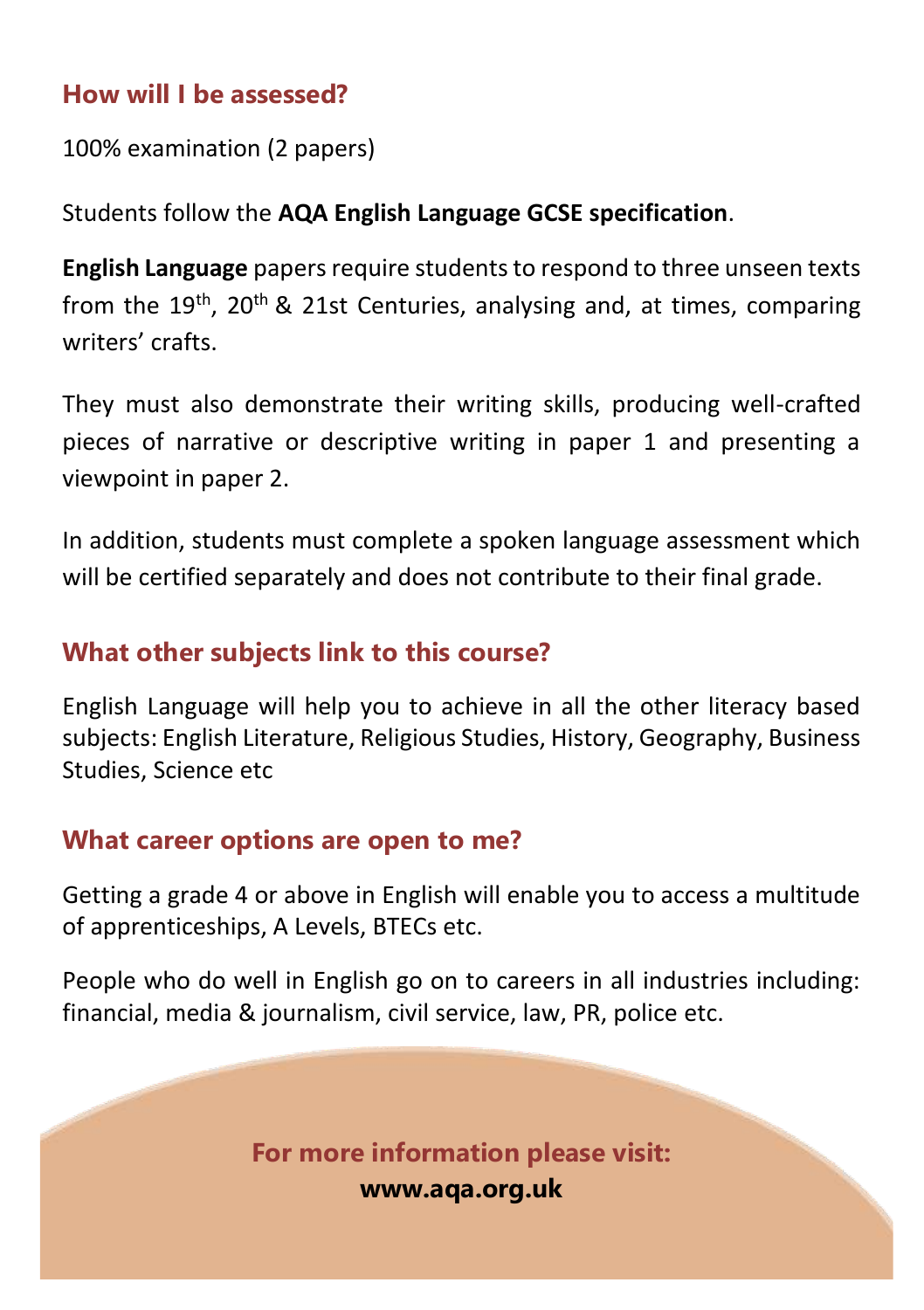## How will I be assessed?

100% examination (2 papers)

Students follow the **AQA English Language GCSE specification**.

**English Language** papers require students to respond to three unseen texts from the 19th, 20th & 21st Centuries, analysing and, at times, comparing writers' crafts.

They must also demonstrate their writing skills, producing well-crafted pieces of narrative or descriptive writing in paper 1 and presenting a viewpoint in paper 2.

In addition, students must complete a spoken language assessment which will be certified separately and does not contribute to their final grade.

## What other subjects link to this course?

English Language will help you to achieve in all the other literacy based subjects: English Literature, Religious Studies, History, Geography, Business Studies, Science etc

## What career options are open to me?

Getting a grade 4 or above in English will enable you to access a multitude of apprenticeships, A Levels, BTECs etc.

People who do well in English go on to careers in all industries including: financial, media & journalism, civil service, law, PR, police etc.

**For more information please visit:**
**www.aqa.org.uk**